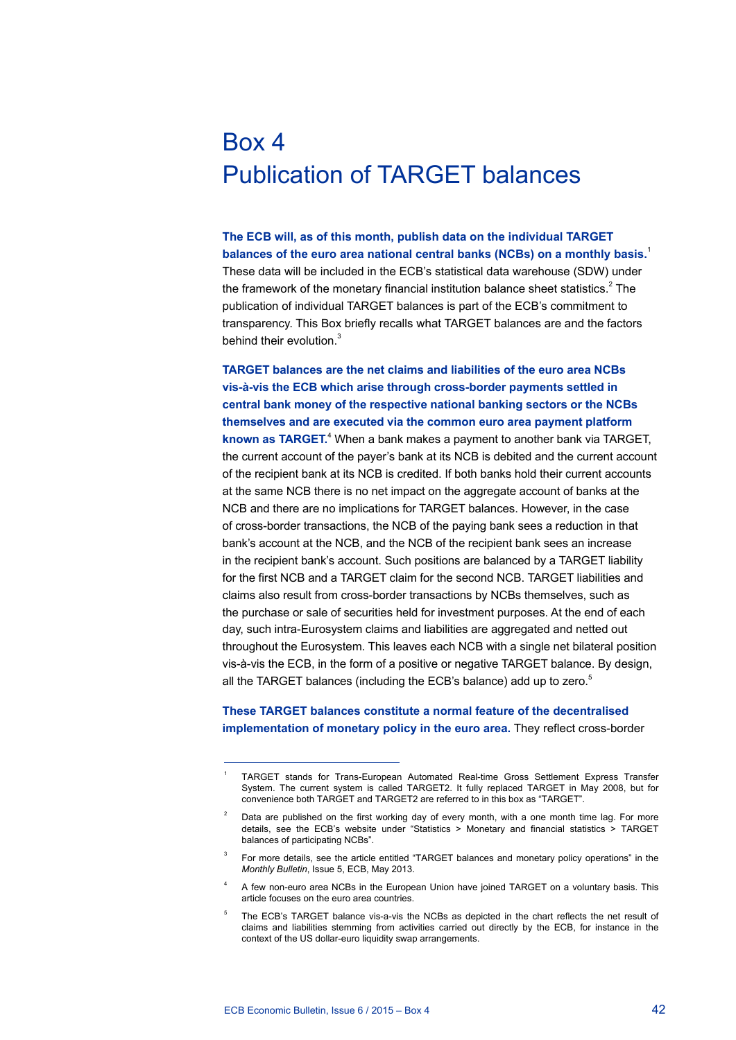# Box 4
# Publication of TARGET balances

**The ECB will, as of this month, publish data on the individual TARGET balances of the euro area national central banks (NCBs) on a monthly basis.**[1] These data will be included in the ECB's statistical data warehouse (SDW) under the framework of the monetary financial institution balance sheet statistics.[2] The publication of individual TARGET balances is part of the ECB's commitment to transparency. This Box briefly recalls what TARGET balances are and the factors behind their evolution.[3]

**TARGET balances are the net claims and liabilities of the euro area NCBs vis-à-vis the ECB which arise through cross-border payments settled in central bank money of the respective national banking sectors or the NCBs themselves and are executed via the common euro area payment platform known as TARGET.**[4] When a bank makes a payment to another bank via TARGET, the current account of the payer's bank at its NCB is debited and the current account of the recipient bank at its NCB is credited. If both banks hold their current accounts at the same NCB there is no net impact on the aggregate account of banks at the NCB and there are no implications for TARGET balances. However, in the case of cross-border transactions, the NCB of the paying bank sees a reduction in that bank's account at the NCB, and the NCB of the recipient bank sees an increase in the recipient bank's account. Such positions are balanced by a TARGET liability for the first NCB and a TARGET claim for the second NCB. TARGET liabilities and claims also result from cross-border transactions by NCBs themselves, such as the purchase or sale of securities held for investment purposes. At the end of each day, such intra-Eurosystem claims and liabilities are aggregated and netted out throughout the Eurosystem. This leaves each NCB with a single net bilateral position vis-à-vis the ECB, in the form of a positive or negative TARGET balance. By design, all the TARGET balances (including the ECB's balance) add up to zero.[5]

**These TARGET balances constitute a normal feature of the decentralised implementation of monetary policy in the euro area.** They reflect cross-border

---

[1] TARGET stands for Trans-European Automated Real-time Gross Settlement Express Transfer System. The current system is called TARGET2. It fully replaced TARGET in May 2008, but for convenience both TARGET and TARGET2 are referred to in this box as "TARGET".

[2] Data are published on the first working day of every month, with a one month time lag. For more details, see the ECB's website under "Statistics > Monetary and financial statistics > TARGET balances of participating NCBs".

[3] For more details, see the article entitled "TARGET balances and monetary policy operations" in the *Monthly Bulletin*, Issue 5, ECB, May 2013.

[4] A few non-euro area NCBs in the European Union have joined TARGET on a voluntary basis. This article focuses on the euro area countries.

[5] The ECB's TARGET balance vis-a-vis the NCBs as depicted in the chart reflects the net result of claims and liabilities stemming from activities carried out directly by the ECB, for instance in the context of the US dollar-euro liquidity swap arrangements.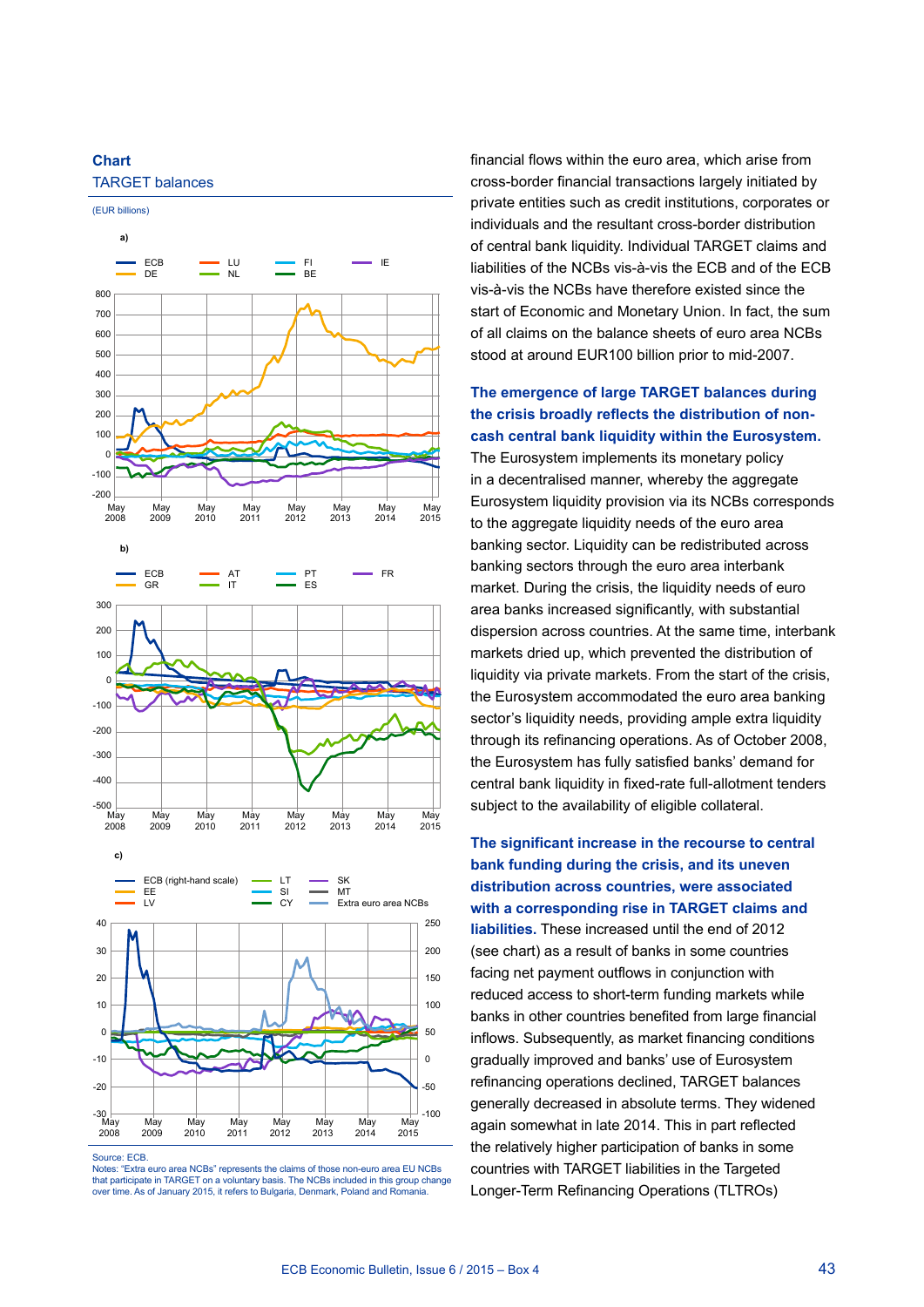**Chart**
TARGET balances

(EUR billions)

a)

ECB, DE, LU, NL, FI, BE, IE

b)

ECB, GR, AT, IT, PT, ES, FR

c)

ECB (right-hand scale), EE, LV, LT, SI, CY, SK, MT, Extra euro area NCBs

Source: ECB.
Notes: "Extra euro area NCBs" represents the claims of those non-euro area EU NCBs that participate in TARGET on a voluntary basis. The NCBs included in this group change over time. As of January 2015, it refers to Bulgaria, Denmark, Poland and Romania.

financial flows within the euro area, which arise from cross-border financial transactions largely initiated by private entities such as credit institutions, corporates or individuals and the resultant cross-border distribution of central bank liquidity. Individual TARGET claims and liabilities of the NCBs vis-à-vis the ECB and of the ECB vis-à-vis the NCBs have therefore existed since the start of Economic and Monetary Union. In fact, the sum of all claims on the balance sheets of euro area NCBs stood at around EUR100 billion prior to mid-2007.

**The emergence of large TARGET balances during the crisis broadly reflects the distribution of non-cash central bank liquidity within the Eurosystem.** The Eurosystem implements its monetary policy in a decentralised manner, whereby the aggregate Eurosystem liquidity provision via its NCBs corresponds to the aggregate liquidity needs of the euro area banking sector. Liquidity can be redistributed across banking sectors through the euro area interbank market. During the crisis, the liquidity needs of euro area banks increased significantly, with substantial dispersion across countries. At the same time, interbank markets dried up, which prevented the distribution of liquidity via private markets. From the start of the crisis, the Eurosystem accommodated the euro area banking sector's liquidity needs, providing ample extra liquidity through its refinancing operations. As of October 2008, the Eurosystem has fully satisfied banks' demand for central bank liquidity in fixed-rate full-allotment tenders subject to the availability of eligible collateral.

**The significant increase in the recourse to central bank funding during the crisis, and its uneven distribution across countries, were associated with a corresponding rise in TARGET claims and liabilities.** These increased until the end of 2012 (see chart) as a result of banks in some countries facing net payment outflows in conjunction with reduced access to short-term funding markets while banks in other countries benefited from large financial inflows. Subsequently, as market financing conditions gradually improved and banks' use of Eurosystem refinancing operations declined, TARGET balances generally decreased in absolute terms. They widened again somewhat in late 2014. This in part reflected the relatively higher participation of banks in some countries with TARGET liabilities in the Targeted Longer-Term Refinancing Operations (TLTROs)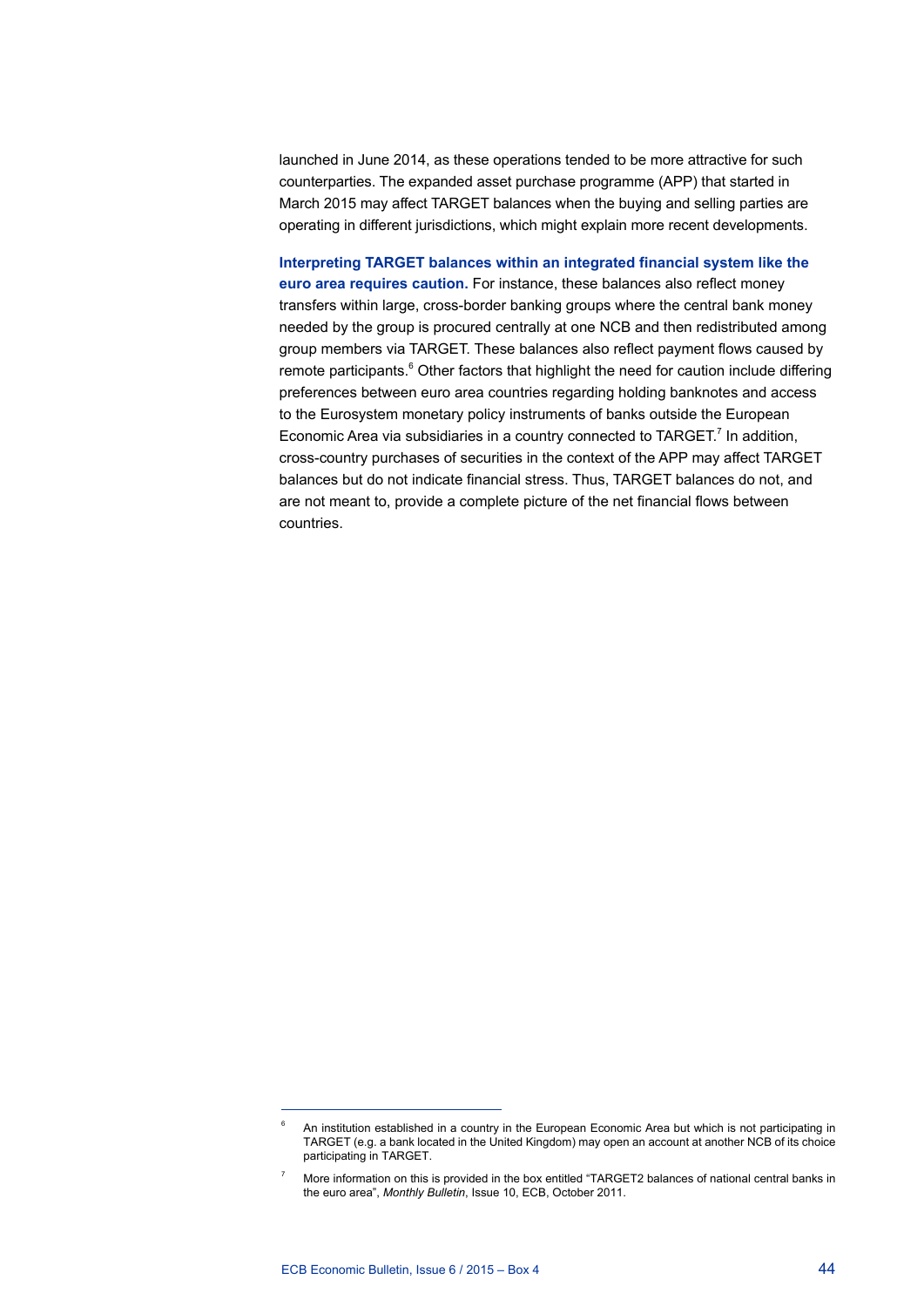launched in June 2014, as these operations tended to be more attractive for such counterparties. The expanded asset purchase programme (APP) that started in March 2015 may affect TARGET balances when the buying and selling parties are operating in different jurisdictions, which might explain more recent developments.

**Interpreting TARGET balances within an integrated financial system like the euro area requires caution.** For instance, these balances also reflect money transfers within large, cross-border banking groups where the central bank money needed by the group is procured centrally at one NCB and then redistributed among group members via TARGET. These balances also reflect payment flows caused by remote participants.[6] Other factors that highlight the need for caution include differing preferences between euro area countries regarding holding banknotes and access to the Eurosystem monetary policy instruments of banks outside the European Economic Area via subsidiaries in a country connected to TARGET.[7] In addition, cross-country purchases of securities in the context of the APP may affect TARGET balances but do not indicate financial stress. Thus, TARGET balances do not, and are not meant to, provide a complete picture of the net financial flows between countries.

[6] An institution established in a country in the European Economic Area but which is not participating in TARGET (e.g. a bank located in the United Kingdom) may open an account at another NCB of its choice participating in TARGET.

[7] More information on this is provided in the box entitled "TARGET2 balances of national central banks in the euro area", *Monthly Bulletin*, Issue 10, ECB, October 2011.